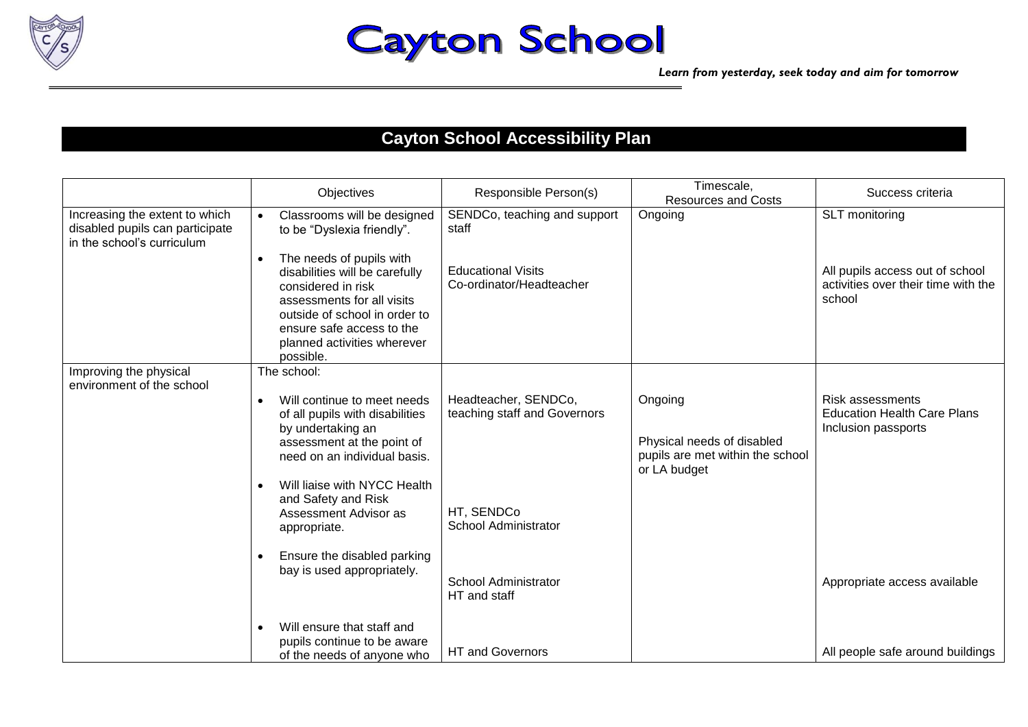# Cayton School

*Learn from yesterday, seek today and aim for tomorrow*

## Cayton School Accessibility Plan

| | Objectives | Responsible Person(s) | Timescale, Resources and Costs | Success criteria |
|---|---|---|---|---|
| Increasing the extent to which disabled pupils can participate in the school's curriculum | • Classrooms will be designed to be "Dyslexia friendly". | SENDCo, teaching and support staff | Ongoing | SLT monitoring |
| | • The needs of pupils with disabilities will be carefully considered in risk assessments for all visits outside of school in order to ensure safe access to the planned activities wherever possible. | Educational Visits Co-ordinator/Headteacher | | All pupils access out of school activities over their time with the school |
| Improving the physical environment of the school | The school:<br>• Will continue to meet needs of all pupils with disabilities by undertaking an assessment at the point of need on an individual basis. | Headteacher, SENDCo, teaching staff and Governors | Ongoing<br><br>Physical needs of disabled pupils are met within the school or LA budget | Risk assessments<br>Education Health Care Plans<br>Inclusion passports |
| | • Will liaise with NYCC Health and Safety and Risk Assessment Advisor as appropriate. | HT, SENDCo<br>School Administrator | | |
| | • Ensure the disabled parking bay is used appropriately. | School Administrator<br>HT and staff | | Appropriate access available |
| | • Will ensure that staff and pupils continue to be aware of the needs of anyone who | HT and Governors | | All people safe around buildings |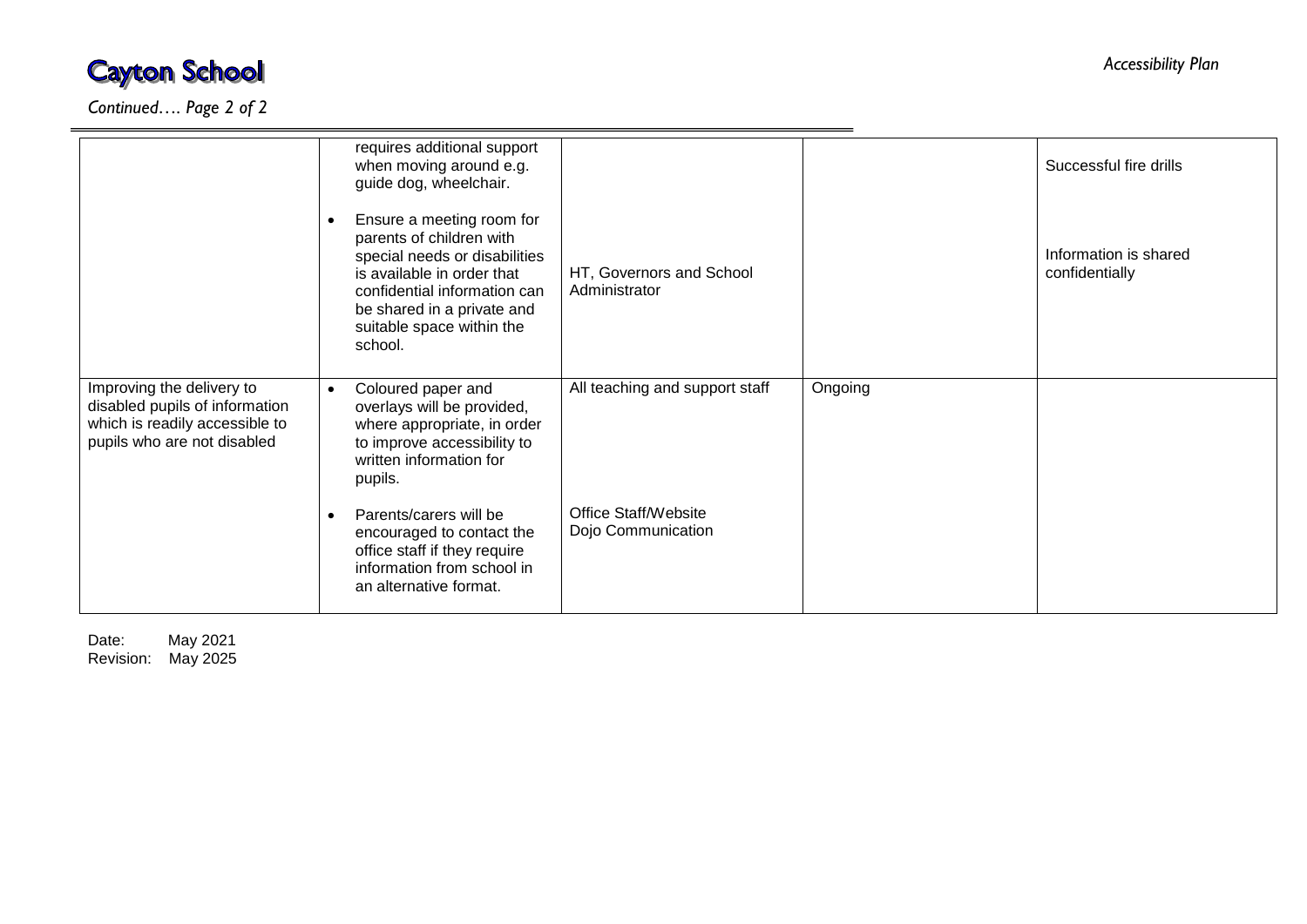| | | | | |
|---|---|---|---|---|
| | requires additional support when moving around e.g. guide dog, wheelchair.<br><br>• Ensure a meeting room for parents of children with special needs or disabilities is available in order that confidential information can be shared in a private and suitable space within the school. | HT, Governors and School Administrator | | Successful fire drills<br><br>Information is shared confidentially |
| Improving the delivery to disabled pupils of information which is readily accessible to pupils who are not disabled | • Coloured paper and overlays will be provided, where appropriate, in order to improve accessibility to written information for pupils.<br><br>• Parents/carers will be encouraged to contact the office staff if they require information from school in an alternative format. | All teaching and support staff<br><br>Office Staff/Website<br>Dojo Communication | Ongoing | |

Date: May 2021
Revision: May 2025